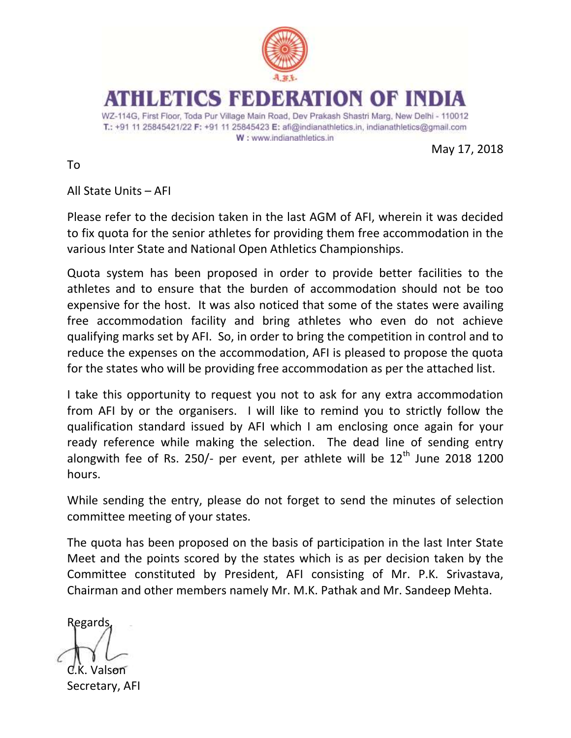# ATHLETICS FEDERATION OF INDIA

WZ-114G, First Floor, Toda Pur Village Main Road, Dev Prakash Shastri Marg, New Delhi - 110012
**T.:** +91 11 25845421/22 **F:** +91 11 25845423 **E:** afi@indianathletics.in, indianathletics@gmail.com
**W :** www.indianathletics.in

May 17, 2018

To

All State Units – AFI

Please refer to the decision taken in the last AGM of AFI, wherein it was decided to fix quota for the senior athletes for providing them free accommodation in the various Inter State and National Open Athletics Championships.

Quota system has been proposed in order to provide better facilities to the athletes and to ensure that the burden of accommodation should not be too expensive for the host. It was also noticed that some of the states were availing free accommodation facility and bring athletes who even do not achieve qualifying marks set by AFI. So, in order to bring the competition in control and to reduce the expenses on the accommodation, AFI is pleased to propose the quota for the states who will be providing free accommodation as per the attached list.

I take this opportunity to request you not to ask for any extra accommodation from AFI by or the organisers. I will like to remind you to strictly follow the qualification standard issued by AFI which I am enclosing once again for your ready reference while making the selection. The dead line of sending entry alongwith fee of Rs. 250/- per event, per athlete will be 12th June 2018 1200 hours.

While sending the entry, please do not forget to send the minutes of selection committee meeting of your states.

The quota has been proposed on the basis of participation in the last Inter State Meet and the points scored by the states which is as per decision taken by the Committee constituted by President, AFI consisting of Mr. P.K. Srivastava, Chairman and other members namely Mr. M.K. Pathak and Mr. Sandeep Mehta.

Regards,

C.K. Valson
Secretary, AFI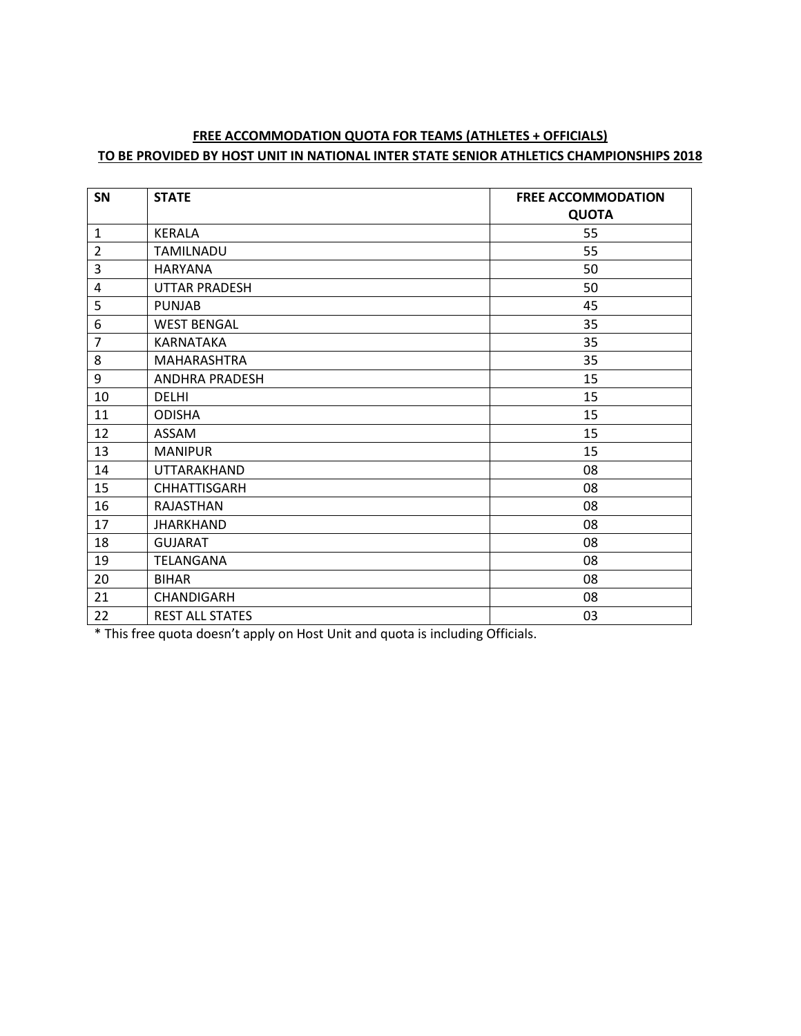**FREE ACCOMMODATION QUOTA FOR TEAMS (ATHLETES + OFFICIALS)**

**TO BE PROVIDED BY HOST UNIT IN NATIONAL INTER STATE SENIOR ATHLETICS CHAMPIONSHIPS 2018**

| SN | STATE | FREE ACCOMMODATION QUOTA |
|---|---|---|
| 1 | KERALA | 55 |
| 2 | TAMILNADU | 55 |
| 3 | HARYANA | 50 |
| 4 | UTTAR PRADESH | 50 |
| 5 | PUNJAB | 45 |
| 6 | WEST BENGAL | 35 |
| 7 | KARNATAKA | 35 |
| 8 | MAHARASHTRA | 35 |
| 9 | ANDHRA PRADESH | 15 |
| 10 | DELHI | 15 |
| 11 | ODISHA | 15 |
| 12 | ASSAM | 15 |
| 13 | MANIPUR | 15 |
| 14 | UTTARAKHAND | 08 |
| 15 | CHHATTISGARH | 08 |
| 16 | RAJASTHAN | 08 |
| 17 | JHARKHAND | 08 |
| 18 | GUJARAT | 08 |
| 19 | TELANGANA | 08 |
| 20 | BIHAR | 08 |
| 21 | CHANDIGARH | 08 |
| 22 | REST ALL STATES | 03 |

* This free quota doesn't apply on Host Unit and quota is including Officials.